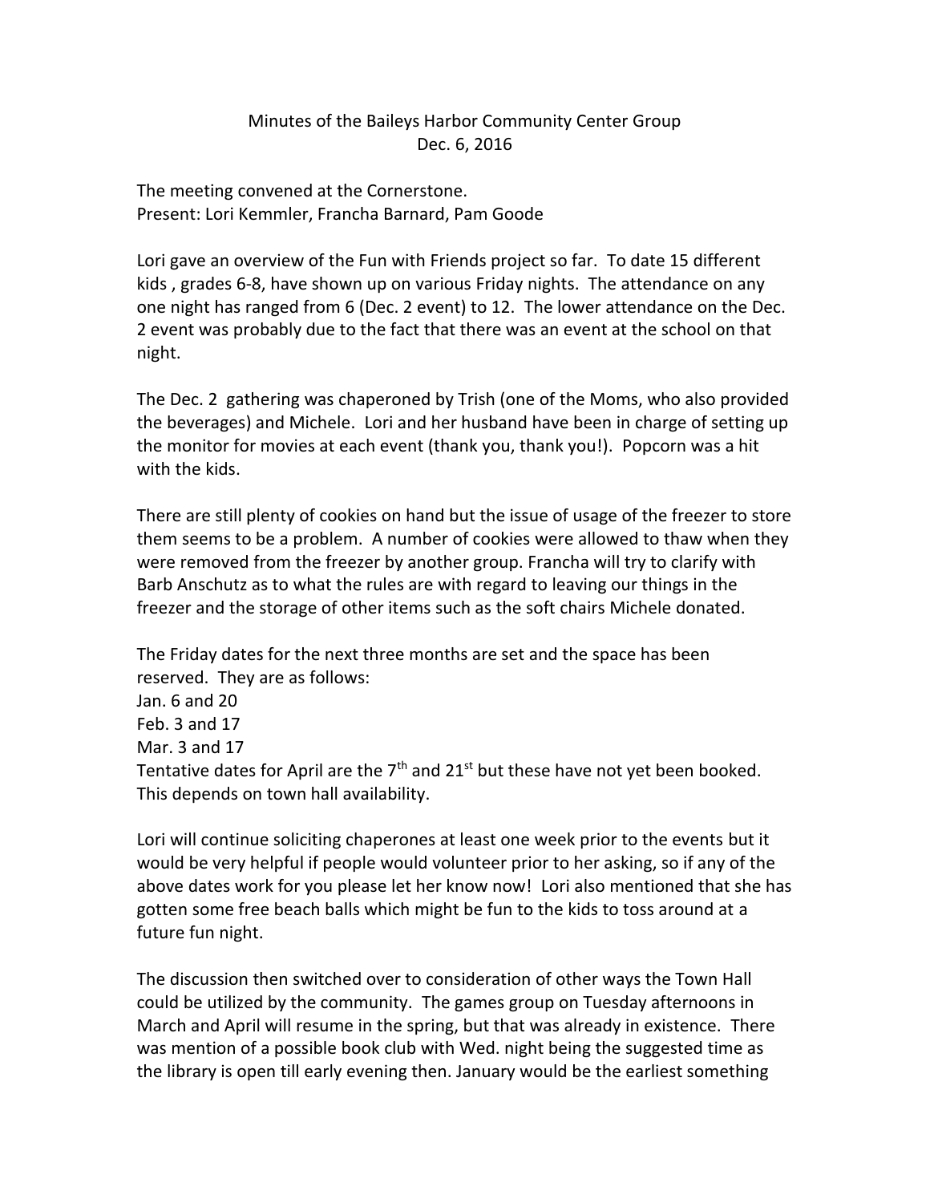Minutes of the Baileys Harbor Community Center Group
Dec. 6, 2016

The meeting convened at the Cornerstone.
Present: Lori Kemmler, Francha Barnard, Pam Goode

Lori gave an overview of the Fun with Friends project so far. To date 15 different kids , grades 6-8, have shown up on various Friday nights. The attendance on any one night has ranged from 6 (Dec. 2 event) to 12. The lower attendance on the Dec. 2 event was probably due to the fact that there was an event at the school on that night.

The Dec. 2 gathering was chaperoned by Trish (one of the Moms, who also provided the beverages) and Michele. Lori and her husband have been in charge of setting up the monitor for movies at each event (thank you, thank you!). Popcorn was a hit with the kids.

There are still plenty of cookies on hand but the issue of usage of the freezer to store them seems to be a problem. A number of cookies were allowed to thaw when they were removed from the freezer by another group. Francha will try to clarify with Barb Anschutz as to what the rules are with regard to leaving our things in the freezer and the storage of other items such as the soft chairs Michele donated.

The Friday dates for the next three months are set and the space has been reserved. They are as follows:
Jan. 6 and 20
Feb. 3 and 17
Mar. 3 and 17
Tentative dates for April are the 7th and 21st but these have not yet been booked. This depends on town hall availability.

Lori will continue soliciting chaperones at least one week prior to the events but it would be very helpful if people would volunteer prior to her asking, so if any of the above dates work for you please let her know now! Lori also mentioned that she has gotten some free beach balls which might be fun to the kids to toss around at a future fun night.

The discussion then switched over to consideration of other ways the Town Hall could be utilized by the community. The games group on Tuesday afternoons in March and April will resume in the spring, but that was already in existence. There was mention of a possible book club with Wed. night being the suggested time as the library is open till early evening then. January would be the earliest something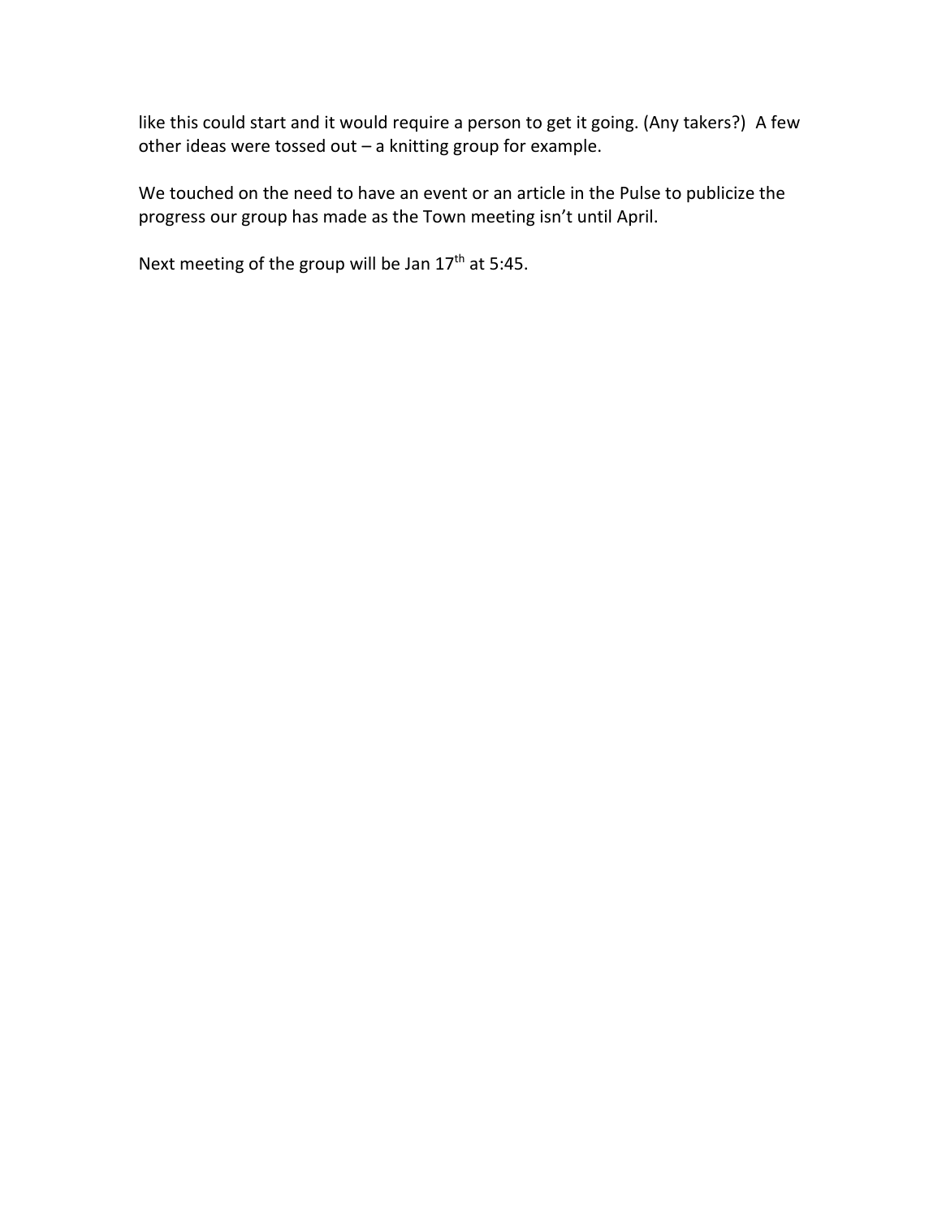like this could start and it would require a person to get it going. (Any takers?) A few other ideas were tossed out – a knitting group for example.

We touched on the need to have an event or an article in the Pulse to publicize the progress our group has made as the Town meeting isn't until April.

Next meeting of the group will be Jan 17th at 5:45.